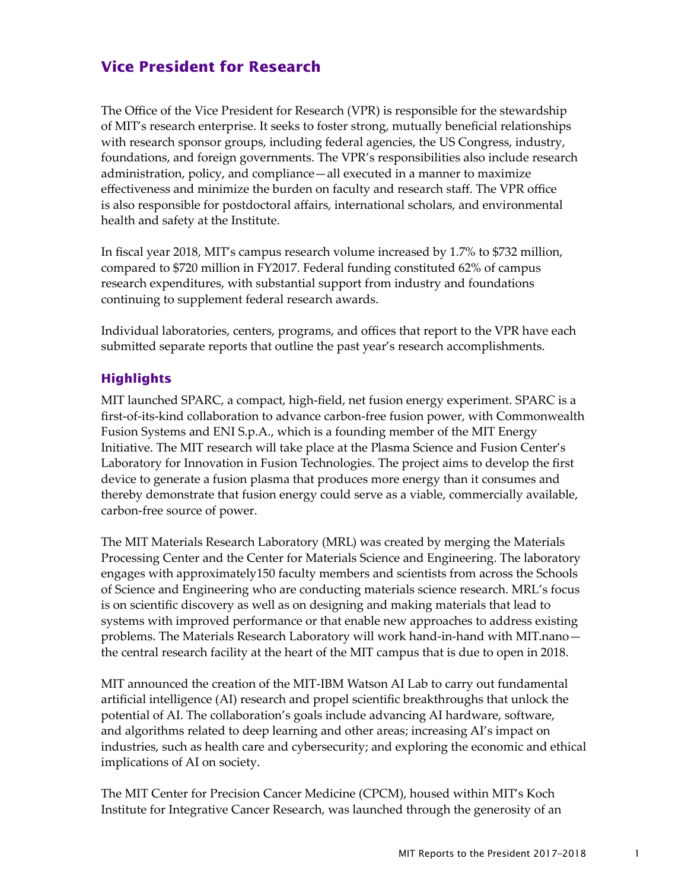# Vice President for Research

The Office of the Vice President for Research (VPR) is responsible for the stewardship of MIT's research enterprise. It seeks to foster strong, mutually beneficial relationships with research sponsor groups, including federal agencies, the US Congress, industry, foundations, and foreign governments. The VPR's responsibilities also include research administration, policy, and compliance—all executed in a manner to maximize effectiveness and minimize the burden on faculty and research staff. The VPR office is also responsible for postdoctoral affairs, international scholars, and environmental health and safety at the Institute.

In fiscal year 2018, MIT's campus research volume increased by 1.7% to $732 million, compared to $720 million in FY2017. Federal funding constituted 62% of campus research expenditures, with substantial support from industry and foundations continuing to supplement federal research awards.

Individual laboratories, centers, programs, and offices that report to the VPR have each submitted separate reports that outline the past year's research accomplishments.

## Highlights

MIT launched SPARC, a compact, high-field, net fusion energy experiment. SPARC is a first-of-its-kind collaboration to advance carbon-free fusion power, with Commonwealth Fusion Systems and ENI S.p.A., which is a founding member of the MIT Energy Initiative. The MIT research will take place at the Plasma Science and Fusion Center's Laboratory for Innovation in Fusion Technologies. The project aims to develop the first device to generate a fusion plasma that produces more energy than it consumes and thereby demonstrate that fusion energy could serve as a viable, commercially available, carbon-free source of power.

The MIT Materials Research Laboratory (MRL) was created by merging the Materials Processing Center and the Center for Materials Science and Engineering. The laboratory engages with approximately150 faculty members and scientists from across the Schools of Science and Engineering who are conducting materials science research. MRL's focus is on scientific discovery as well as on designing and making materials that lead to systems with improved performance or that enable new approaches to address existing problems. The Materials Research Laboratory will work hand-in-hand with MIT.nano—the central research facility at the heart of the MIT campus that is due to open in 2018.

MIT announced the creation of the MIT-IBM Watson AI Lab to carry out fundamental artificial intelligence (AI) research and propel scientific breakthroughs that unlock the potential of AI. The collaboration's goals include advancing AI hardware, software, and algorithms related to deep learning and other areas; increasing AI's impact on industries, such as health care and cybersecurity; and exploring the economic and ethical implications of AI on society.

The MIT Center for Precision Cancer Medicine (CPCM), housed within MIT's Koch Institute for Integrative Cancer Research, was launched through the generosity of an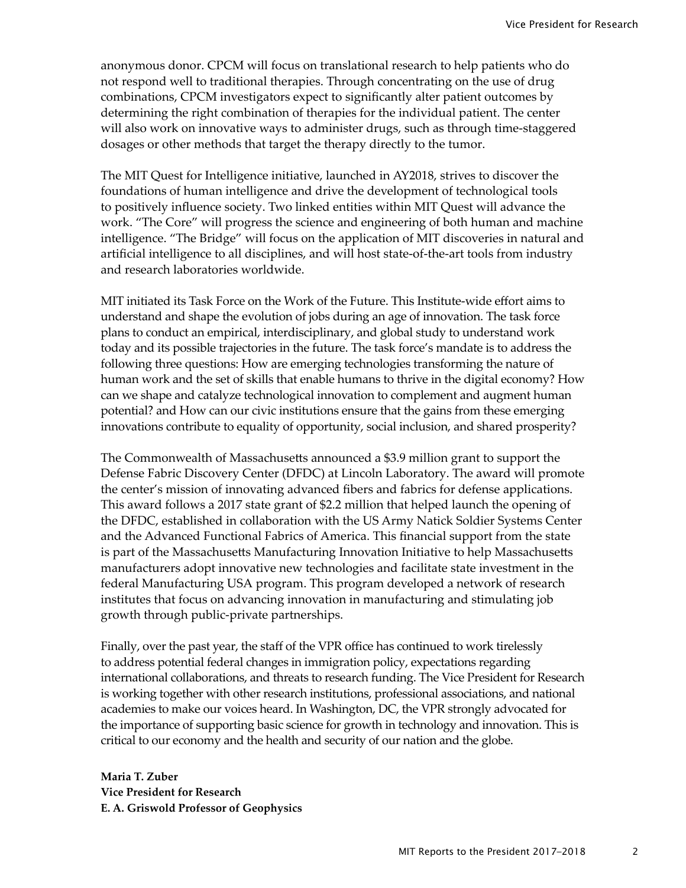anonymous donor. CPCM will focus on translational research to help patients who do not respond well to traditional therapies. Through concentrating on the use of drug combinations, CPCM investigators expect to significantly alter patient outcomes by determining the right combination of therapies for the individual patient. The center will also work on innovative ways to administer drugs, such as through time-staggered dosages or other methods that target the therapy directly to the tumor.

The MIT Quest for Intelligence initiative, launched in AY2018, strives to discover the foundations of human intelligence and drive the development of technological tools to positively influence society. Two linked entities within MIT Quest will advance the work. "The Core" will progress the science and engineering of both human and machine intelligence. "The Bridge" will focus on the application of MIT discoveries in natural and artificial intelligence to all disciplines, and will host state-of-the-art tools from industry and research laboratories worldwide.

MIT initiated its Task Force on the Work of the Future. This Institute-wide effort aims to understand and shape the evolution of jobs during an age of innovation. The task force plans to conduct an empirical, interdisciplinary, and global study to understand work today and its possible trajectories in the future. The task force's mandate is to address the following three questions: How are emerging technologies transforming the nature of human work and the set of skills that enable humans to thrive in the digital economy? How can we shape and catalyze technological innovation to complement and augment human potential? and How can our civic institutions ensure that the gains from these emerging innovations contribute to equality of opportunity, social inclusion, and shared prosperity?

The Commonwealth of Massachusetts announced a $3.9 million grant to support the Defense Fabric Discovery Center (DFDC) at Lincoln Laboratory. The award will promote the center's mission of innovating advanced fibers and fabrics for defense applications. This award follows a 2017 state grant of $2.2 million that helped launch the opening of the DFDC, established in collaboration with the US Army Natick Soldier Systems Center and the Advanced Functional Fabrics of America. This financial support from the state is part of the Massachusetts Manufacturing Innovation Initiative to help Massachusetts manufacturers adopt innovative new technologies and facilitate state investment in the federal Manufacturing USA program. This program developed a network of research institutes that focus on advancing innovation in manufacturing and stimulating job growth through public-private partnerships.

Finally, over the past year, the staff of the VPR office has continued to work tirelessly to address potential federal changes in immigration policy, expectations regarding international collaborations, and threats to research funding. The Vice President for Research is working together with other research institutions, professional associations, and national academies to make our voices heard. In Washington, DC, the VPR strongly advocated for the importance of supporting basic science for growth in technology and innovation. This is critical to our economy and the health and security of our nation and the globe.

**Maria T. Zuber**
**Vice President for Research**
**E. A. Griswold Professor of Geophysics**